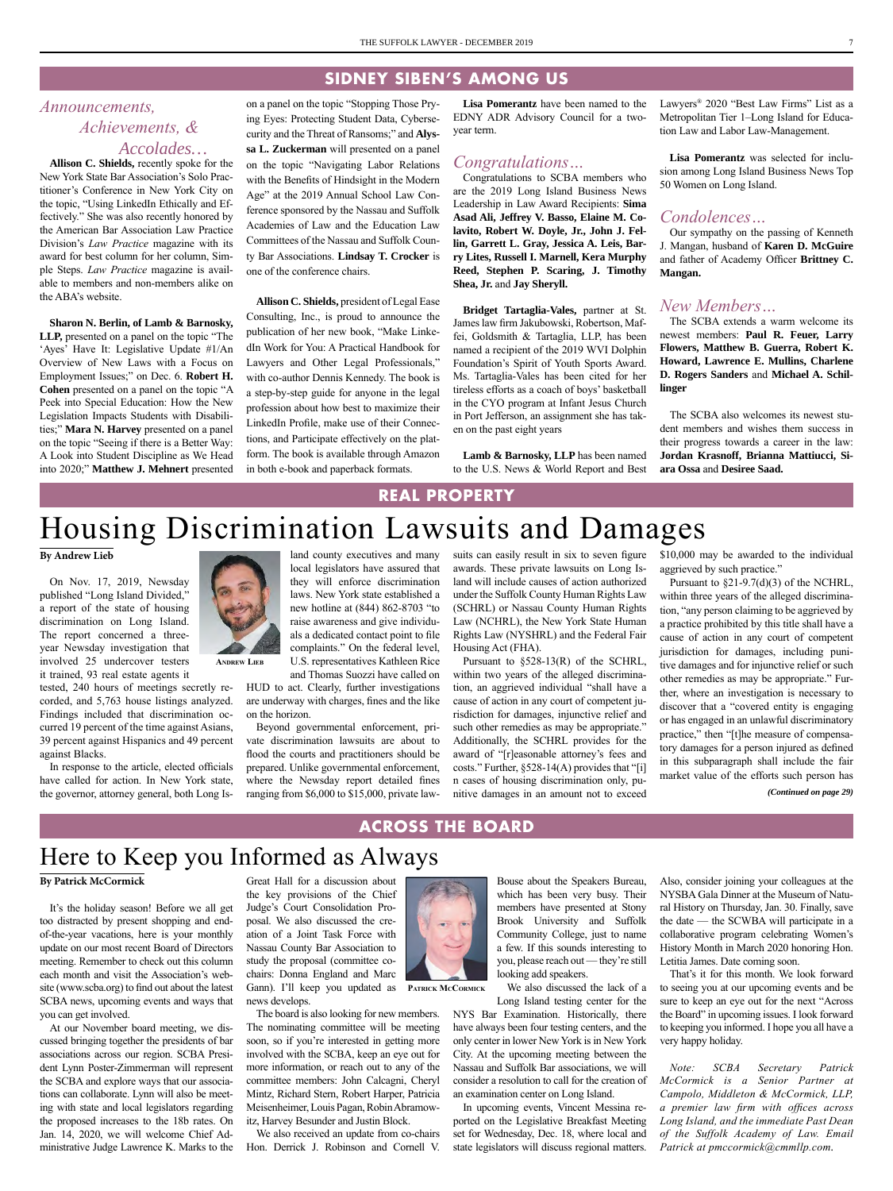## SIDNEY SIBEN'S AMONG US

### *Announcements, Achievements, & Accolades…*

**Allison C. Shields,** recently spoke for the New York State Bar Association's Solo Practitioner's Conference in New York City on the topic, "Using LinkedIn Ethically and Effectively." She was also recently honored by the American Bar Association Law Practice Division's *Law Practice* magazine with its award for best column for her column, Simple Steps. *Law Practice* magazine is available to members and non-members alike on the ABA's website.

**Sharon N. Berlin, of Lamb & Barnosky, LLP,** presented on a panel on the topic "The 'Ayes' Have It: Legislative Update #1/An Overview of New Laws with a Focus on Employment Issues;" on Dec. 6. **Robert H. Cohen** presented on a panel on the topic "A Peek into Special Education: How the New Legislation Impacts Students with Disabilities;" **Mara N. Harvey** presented on a panel on the topic "Seeing if there is a Better Way: A Look into Student Discipline as We Head into 2020;" **Matthew J. Mehnert** presented on a panel on the topic "Stopping Those Prying Eyes: Protecting Student Data, Cybersecurity and the Threat of Ransoms;" and **Alyssa L. Zuckerman** will presented on a panel on the topic "Navigating Labor Relations with the Benefits of Hindsight in the Modern Age" at the 2019 Annual School Law Conference sponsored by the Nassau and Suffolk Academies of Law and the Education Law Committees of the Nassau and Suffolk County Bar Associations. **Lindsay T. Crocker** is one of the conference chairs.

**Allison C. Shields,** president of Legal Ease Consulting, Inc., is proud to announce the publication of her new book, "Make LinkedIn Work for You: A Practical Handbook for Lawyers and Other Legal Professionals," with co-author Dennis Kennedy. The book is a step-by-step guide for anyone in the legal profession about how best to maximize their LinkedIn Profile, make use of their Connections, and Participate effectively on the platform. The book is available through Amazon in both e-book and paperback formats.

**Lisa Pomerantz** have been named to the EDNY ADR Advisory Council for a two-year term.

### *Congratulations…*

Congratulations to SCBA members who are the 2019 Long Island Business News Leadership in Law Award Recipients: **Sima Asad Ali, Jeffrey V. Basso, Elaine M. Colavito, Robert W. Doyle, Jr., John J. Fellin, Garrett L. Gray, Jessica A. Leis, Barry Lites, Russell I. Marnell, Kera Murphy Reed, Stephen P. Scaring, J. Timothy Shea, Jr.** and **Jay Sheryll.**

**Bridget Tartaglia-Vales,** partner at St. James law firm Jakubowski, Robertson, Maffei, Goldsmith & Tartaglia, LLP, has been named a recipient of the 2019 WVI Dolphin Foundation's Spirit of Youth Sports Award. Ms. Tartaglia-Vales has been cited for her tireless efforts as a coach of boys' basketball in the CYO program at Infant Jesus Church in Port Jefferson, an assignment she has taken on the past eight years

**Lamb & Barnosky, LLP** has been named to the U.S. News & World Report and Best Lawyers® 2020 "Best Law Firms" List as a Metropolitan Tier 1–Long Island for Education Law and Labor Law-Management.

**Lisa Pomerantz** was selected for inclusion among Long Island Business News Top 50 Women on Long Island.

### *Condolences…*

Our sympathy on the passing of Kenneth J. Mangan, husband of **Karen D. McGuire** and father of Academy Officer **Brittney C. Mangan.**

### *New Members…*

The SCBA extends a warm welcome its newest members: **Paul R. Feuer, Larry Flowers, Matthew B. Guerra, Robert K. Howard, Lawrence E. Mullins, Charlene D. Rogers Sanders** and **Michael A. Schillinger**

The SCBA also welcomes its newest student members and wishes them success in their progress towards a career in the law: **Jordan Krasnoff, Brianna Mattiucci, Siara Ossa** and **Desiree Saad.**

## REAL PROPERTY

# Housing Discrimination Lawsuits and Damages

**By Andrew Lieb**

ANDREW LIEB

On Nov. 17, 2019, Newsday published "Long Island Divided," a report of the state of housing discrimination on Long Island. The report concerned a three-year Newsday investigation that involved 25 undercover testers it trained, 93 real estate agents it tested, 240 hours of meetings secretly recorded, and 5,763 house listings analyzed. Findings included that discrimination occurred 19 percent of the time against Asians, 39 percent against Hispanics and 49 percent against Blacks.

In response to the article, elected officials have called for action. In New York state, the governor, attorney general, both Long Island county executives and many local legislators have assured that they will enforce discrimination laws. New York state established a new hotline at (844) 862-8703 "to raise awareness and give individuals a dedicated contact point to file complaints." On the federal level, U.S. representatives Kathleen Rice and Thomas Suozzi have called on HUD to act. Clearly, further investigations are underway with charges, fines and the like on the horizon.

Beyond governmental enforcement, private discrimination lawsuits are about to flood the courts and practitioners should be prepared. Unlike governmental enforcement, where the Newsday report detailed fines ranging from $6,000 to $15,000, private lawsuits can easily result in six to seven figure awards. These private lawsuits on Long Island will include causes of action authorized under the Suffolk County Human Rights Law (SCHRL) or Nassau County Human Rights Law (NCHRL), the New York State Human Rights Law (NYSHRL) and the Federal Fair Housing Act (FHA).

Pursuant to §528-13(R) of the SCHRL, within two years of the alleged discrimination, an aggrieved individual "shall have a cause of action in any court of competent jurisdiction for damages, injunctive relief and such other remedies as may be appropriate." Additionally, the SCHRL provides for the award of "[r]easonable attorney's fees and costs." Further, §528-14(A) provides that "[i]n cases of housing discrimination only, punitive damages in an amount not to exceed $10,000 may be awarded to the individual aggrieved by such practice."

Pursuant to §21-9.7(d)(3) of the NCHRL, within three years of the alleged discrimination, "any person claiming to be aggrieved by a practice prohibited by this title shall have a cause of action in any court of competent jurisdiction for damages, including punitive damages and for injunctive relief or such other remedies as may be appropriate." Further, where an investigation is necessary to discover that a "covered entity is engaging or has engaged in an unlawful discriminatory practice," then "[t]he measure of compensatory damages for a person injured as defined in this subparagraph shall include the fair market value of the efforts such person has

*(Continued on page 29)*

## ACROSS THE BOARD

# Here to Keep you Informed as Always

**By Patrick McCormick**

PATRICK MCCORMICK

It's the holiday season! Before we all get too distracted by present shopping and end-of-the-year vacations, here is your monthly update on our most recent Board of Directors meeting. Remember to check out this column each month and visit the Association's website (www.scba.org) to find out about the latest SCBA news, upcoming events and ways that you can get involved.

At our November board meeting, we discussed bringing together the presidents of bar associations across our region. SCBA President Lynn Poster-Zimmerman will represent the SCBA and explore ways that our associations can collaborate. Lynn will also be meeting with state and local legislators regarding the proposed increases to the 18b rates. On Jan. 14, 2020, we will welcome Chief Administrative Judge Lawrence K. Marks to the Great Hall for a discussion about the key provisions of the Chief Judge's Court Consolidation Proposal. We also discussed the creation of a Joint Task Force with Nassau County Bar Association to study the proposal (committee co-chairs: Donna England and Marc Gann). I'll keep you updated as news develops.

The board is also looking for new members. The nominating committee will be meeting soon, so if you're interested in getting more involved with the SCBA, keep an eye out for more information, or reach out to any of the committee members: John Calcagni, Cheryl Mintz, Richard Stern, Robert Harper, Patricia Meisenheimer, Louis Pagan, Robin Abramowitz, Harvey Besunder and Justin Block.

We also received an update from co-chairs Hon. Derrick J. Robinson and Cornell V. Bouse about the Speakers Bureau, which has been very busy. Their members have presented at Stony Brook University and Suffolk Community College, just to name a few. If this sounds interesting to you, please reach out — they're still looking add speakers.

We also discussed the lack of a Long Island testing center for the NYS Bar Examination. Historically, there have always been four testing centers, and the only center in lower New York is in New York City. At the upcoming meeting between the Nassau and Suffolk Bar associations, we will consider a resolution to call for the creation of an examination center on Long Island.

In upcoming events, Vincent Messina reported on the Legislative Breakfast Meeting set for Wednesday, Dec. 18, where local and state legislators will discuss regional matters. Also, consider joining your colleagues at the NYSBA Gala Dinner at the Museum of Natural History on Thursday, Jan. 30. Finally, save the date — the SCWBA will participate in a collaborative program celebrating Women's History Month in March 2020 honoring Hon. Letitia James. Date coming soon.

That's it for this month. We look forward to seeing you at our upcoming events and be sure to keep an eye out for the next "Across the Board" in upcoming issues. I look forward to keeping you informed. I hope you all have a very happy holiday.

*Note: SCBA Secretary Patrick McCormick is a Senior Partner at Campolo, Middleton & McCormick, LLP, a premier law firm with offices across Long Island, and the immediate Past Dean of the Suffolk Academy of Law. Email Patrick at pmccormick@cmmllp.com.*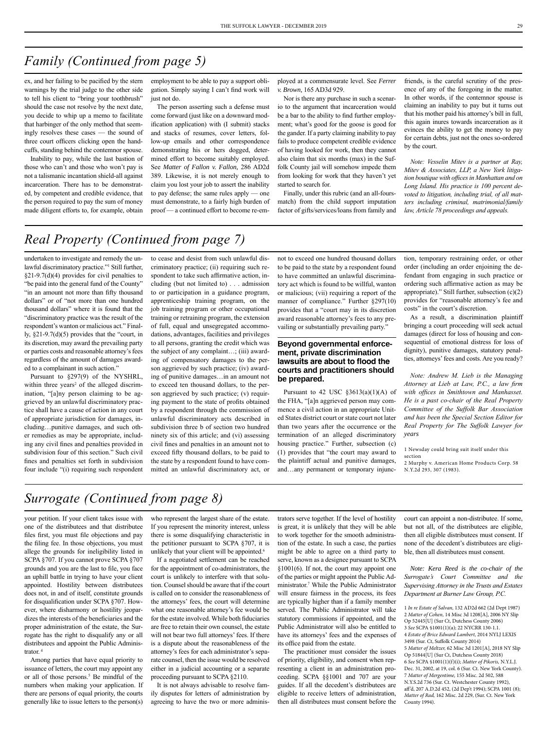## Family (Continued from page 5)

ex, and her failing to be pacified by the stern warnings by the trial judge to the other side to tell his client to "bring your toothbrush" should the case not resolve by the next date, you decide to whip up a memo to facilitate that harbinger of the only method that seemingly resolves these cases — the sound of three court officers clicking open the handcuffs, standing behind the contemnor spouse.

Inability to pay, while the last bastion of those who can't and those who won't pay is not a talismanic incantation shield-all against incarceration. There has to be demonstrated, by competent and credible evidence, that the person required to pay the sum of money made diligent efforts to, for example, obtain employment to be able to pay a support obligation. Simply saying I can't find work will just not do.

The person asserting such a defense must come forward (just like on a downward modification application) with (I submit) stacks and stacks of resumes, cover letters, follow-up emails and other correspondence demonstrating his or hers dogged, determined effort to become suitably employed. See *Matter of Fallon v. Fallon,* 286 AD2d 389. Likewise, it is not merely enough to claim you lost your job to assert the inability to pay defense; the same rules apply — one must demonstrate, to a fairly high burden of proof — a continued effort to become re-employed at a commensurate level. See *Ferrer v. Brown,* 165 AD3d 929.

Nor is there any purchase in such a scenario to the argument that incarceration would be a bar to the ability to find further employment; what's good for the goose is good for the gander. If a party claiming inability to pay fails to produce competent credible evidence of having looked for work, then they cannot also claim that six months (max) in the Suffolk County jail will somehow impede them from looking for work that they haven't yet started to search for.

Finally, under this rubric (and an all-fours-match) from the child support imputation factor of gifts/services/loans from family and friends, is the careful scrutiny of the presence of any of the foregoing in the matter. In other words, if the contemnor spouse is claiming an inability to pay but it turns out that his mother paid his attorney's bill in full, this again inures towards incarceration as it evinces the ability to get the money to pay for certain debts, just not the ones so-ordered by the court.

*Note: Vesselin Mitev is a partner at Ray, Mitev & Associates, LLP, a New York litigation boutique with offices in Manhattan and on Long Island. His practice is 100 percent devoted to litigation, including trial, of all matters including criminal, matrimonial/family law, Article 78 proceedings and appeals.*

## Real Property (Continued from page 7)

undertaken to investigate and remedy the unlawful discriminatory practice."[1] Still further, §21-9.7(d)(4) provides for civil penalties to "be paid into the general fund of the County" "in an amount not more than fifty thousand dollars" or of "not more than one hundred thousand dollars" where it is found that the "discriminatory practice was the result of the respondent's wanton or malicious act." Finally, §21-9.7(d)(5) provides that the "court, in its discretion, may award the prevailing party or parties costs and reasonable attorney's fees regardless of the amount of damages awarded to a complainant in such action."

Pursuant to §297(9) of the NYSHRL, within three years[2] of the alleged discrimination, "[a]ny person claiming to be aggrieved by an unlawful discriminatory practice shall have a cause of action in any court of appropriate jurisdiction for damages, including…punitive damages, and such other remedies as may be appropriate, including any civil fines and penalties provided in subdivision four of this section." Such civil fines and penalties set forth in subdivision four include "(i) requiring such respondent to cease and desist from such unlawful discriminatory practice; (ii) requiring such respondent to take such affirmative action, including (but not limited to) . . . admission to or participation in a guidance program, apprenticeship training program, on the job training program or other occupational training or retraining program, the extension of full, equal and unsegregated accommodations, advantages, facilities and privileges to all persons, granting the credit which was the subject of any complaint…; (iii) awarding of compensatory damages to the person aggrieved by such practice; (iv) awarding of punitive damages…in an amount not to exceed ten thousand dollars, to the person aggrieved by such practice; (v) requiring payment to the state of profits obtained by a respondent through the commission of unlawful discriminatory acts described in subdivision three b of section two hundred ninety six of this article; and (vi) assessing civil fines and penalties in an amount not to exceed fifty thousand dollars, to be paid to the state by a respondent found to have committed an unlawful discriminatory act, or not to exceed one hundred thousand dollars to be paid to the state by a respondent found to have committed an unlawful discriminatory act which is found to be willful, wanton or malicious; (vii) requiring a report of the manner of compliance." Further §297(10) provides that a "court may in its discretion award reasonable attorney's fees to any prevailing or substantially prevailing party."

**Beyond governmental enforcement, private discrimination lawsuits are about to flood the courts and practitioners should be prepared.**

Pursuant to 42 USC §3613(a)(1)(A) of the FHA, "[a]n aggrieved person may commence a civil action in an appropriate United States district court or state court not later than two years after the occurrence or the termination of an alleged discriminatory housing practice." Further, subsection (c)(1) provides that "the court may award to the plaintiff actual and punitive damages, and…any permanent or temporary injunction, temporary restraining order, or other order (including an order enjoining the defendant from engaging in such practice or ordering such affirmative action as may be appropriate)." Still further, subsection (c)(2) provides for "reasonable attorney's fee and costs" in the court's discretion.

As a result, a discrimination plaintiff bringing a court proceeding will seek actual damages (direct for loss of housing and consequential of emotional distress for loss of dignity), punitive damages, statutory penalties, attorneys' fees and costs. Are you ready?

*Note: Andrew M. Lieb is the Managing Attorney at Lieb at Law, P.C., a law firm with offices in Smithtown and Manhasset. He is a past co-chair of the Real Property Committee of the Suffolk Bar Association and has been the Special Section Editor for Real Property for The Suffolk Lawyer for years*

1 Newsday could bring suit itself under this section
2 Murphy v. American Home Products Corp. 58 N.Y.2d 293, 307 (1983).

## Surrogate (Continued from page 8)

your petition. If your client takes issue with one of the distributees and that distributee files first, you must file objections and pay the filing fee. In those objections, you must allege the grounds for ineligibility listed in SCPA §707. If you cannot prove SCPA §707 grounds and you are the last to file, you face an uphill battle in trying to have your client appointed. Hostility between distributees does not, in and of itself, constitute grounds for disqualification under SCPA §707. However, where disharmony or hostility jeopardizes the interests of the beneficiaries and the proper administration of the estate, the Surrogate has the right to disqualify any or all distributees and appoint the Public Administrator.[4]

Among parties that have equal priority to issuance of letters, the court may appoint any or all of those persons.[5] Be mindful of the numbers when making your application. If there are persons of equal priority, the courts generally like to issue letters to the person(s) who represent the largest share of the estate. If you represent the minority interest, unless there is some disqualifying characteristic in the petitioner pursuant to SCPA §707, it is unlikely that your client will be appointed.[6]

If a negotiated settlement can be reached for the appointment of co-administrators, the court is unlikely to interfere with that solution. Counsel should be aware that if the court is called on to consider the reasonableness of the attorneys' fees, the court will determine what one reasonable attorney's fee would be for the estate involved. While both fiduciaries are free to retain their own counsel, the estate will not bear two full attorneys' fees. If there is a dispute about the reasonableness of the attorney's fees for each administrator's separate counsel, then the issue would be resolved either in a judicial accounting or a separate proceeding pursuant to SCPA §2110.

It is not always advisable to resolve family disputes for letters of administration by agreeing to have the two or more administrators serve together. If the level of hostility is great, it is unlikely that they will be able to work together for the smooth administration of the estate. In such a case, the parties might be able to agree on a third party to serve, known as a designee pursuant to SCPA §1001(6). If not, the court may appoint one of the parties or might appoint the Public Administrator.[7] While the Public Administrator will ensure fairness in the process, its fees are typically higher than if a family member served. The Public Administrator will take statutory commissions if appointed, and the Public Administrator will also be entitled to have its attorneys' fees and the expenses of its office paid from the estate.

The practitioner must consider the issues of priority, eligibility, and consent when representing a client in an administration proceeding. SCPA §§1001 and 707 are your guides. If all the decedent's distributees are eligible to receive letters of administration, then all distributees must consent before the court can appoint a non-distributee. If some, but not all, of the distributees are eligible, then all eligible distributees must consent. If none of the decedent's distributees are eligible, then all distributees must consent.

*Note: Kera Reed is the co-chair of the Surrogate's Court Committee and the Supervising Attorney in the Trusts and Estates Department at Burner Law Group, P.C.*

1 *In re Estate of Salvan,* 132 AD2d 662 (2d Dept 1987)
2 *Matter of Cohen,* 14 Misc 3d 1208[A], 2006 NY Slip Op 52445[U] (Sur Ct, Dutchess County 2006)
3 *See* SCPA §1001(1)(a); 22 NYCRR 130-1.1.
4 *Estate of Brice Edward Lambert,* 2014 NYLJ LEXIS 3498 (Sur. Ct, Suffolk County 2014)
5 *Matter of Meltzer,* 62 Misc 3d 1201[A], 2018 NY Slip Op 51844[U] (Sur Ct, Dutchess County 2018)
6 *See* SCPA §1001(1)(f)(i); *Matter of Pikoris,* N.Y.L.J. Dec. 31, 2002, at 19, col. 6 (Sur. Ct. New York County).
7 *Matter of Mergentime,* 155 Misc. 2d 502, 588 N.Y.S.2d 736 (Sur. Ct. Westchester County 1992), aff'd, 207 A.D.2d 452, (2d Dep't 1994); SCPA 1001 (8); *Matter of Rad,* 162 Misc. 2d 229, (Sur. Ct. New York County 1994).